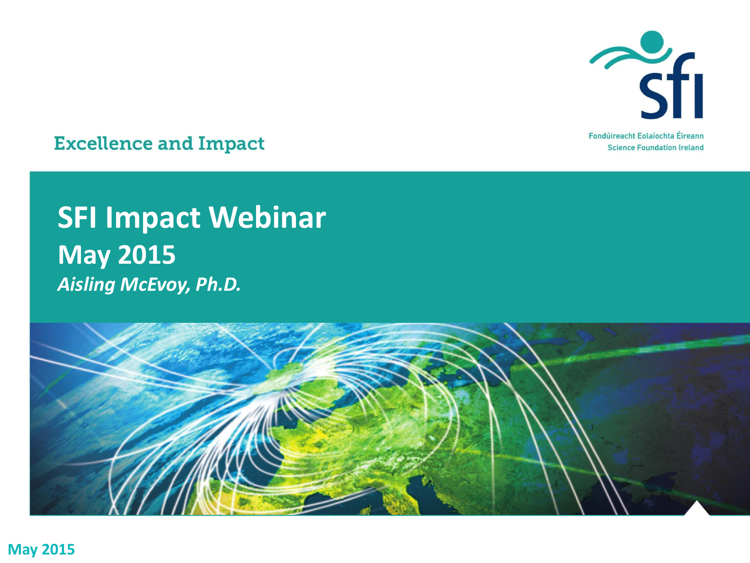Excellence and Impact

Fondúireacht Eolaíochta Éireann
Science Foundation Ireland

# SFI Impact Webinar

## May 2015

***Aisling McEvoy, Ph.D.***

**May 2015**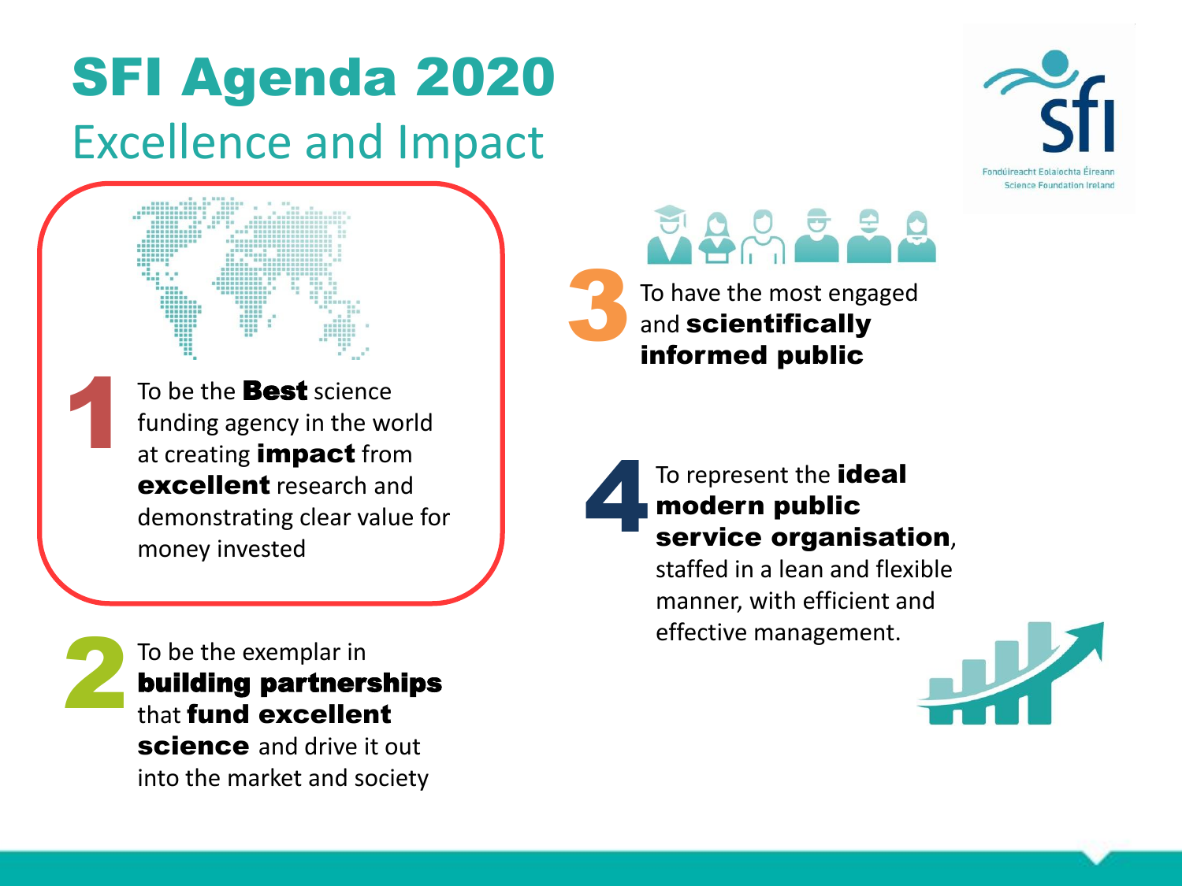# SFI Agenda 2020

## Excellence and Impact

Fondúireacht Eolaíochta Éireann
Science Foundation Ireland

1. To be the **Best** science funding agency in the world at creating **impact** from **excellent** research and demonstrating clear value for money invested

2. To be the exemplar in **building partnerships** that **fund excellent science** and drive it out into the market and society

3. To have the most engaged and **scientifically informed public**

4. To represent the **ideal modern public service organisation**, staffed in a lean and flexible manner, with efficient and effective management.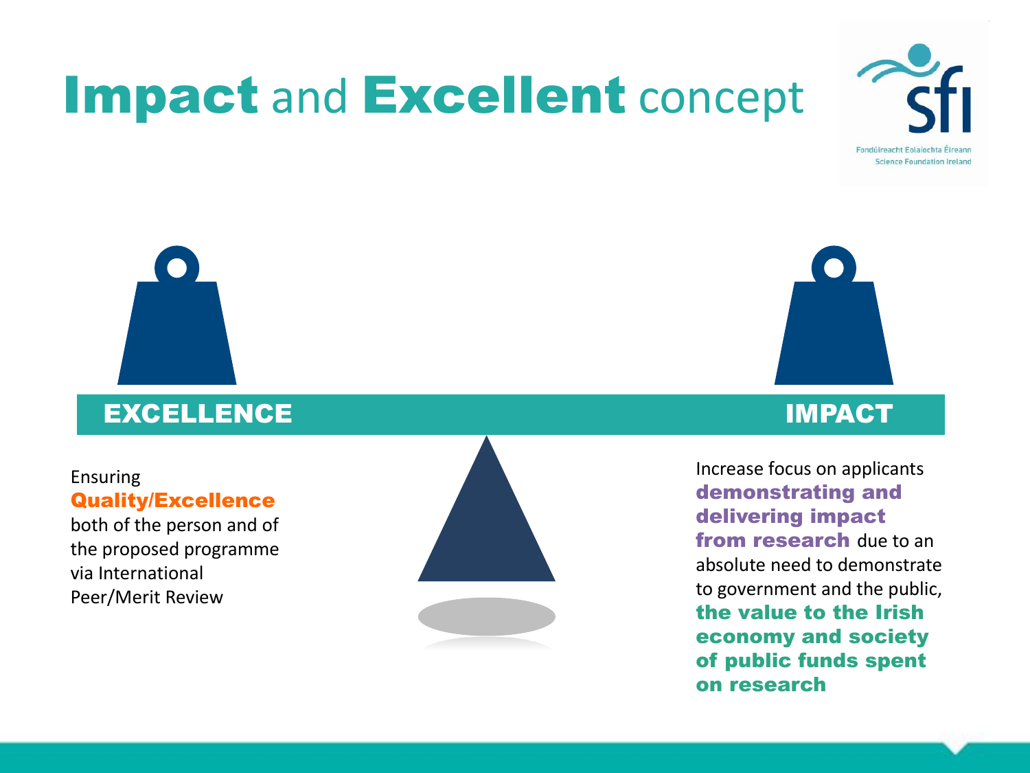# **Impact** and **Excellent** concept

Fondúireacht Eolaíochta Éireann
Science Foundation Ireland

**EXCELLENCE**

Ensuring **Quality/Excellence** both of the person and of the proposed programme via International Peer/Merit Review

**IMPACT**

Increase focus on applicants **demonstrating and delivering impact from research** due to an absolute need to demonstrate to government and the public, **the value to the Irish economy and society of public funds spent on research**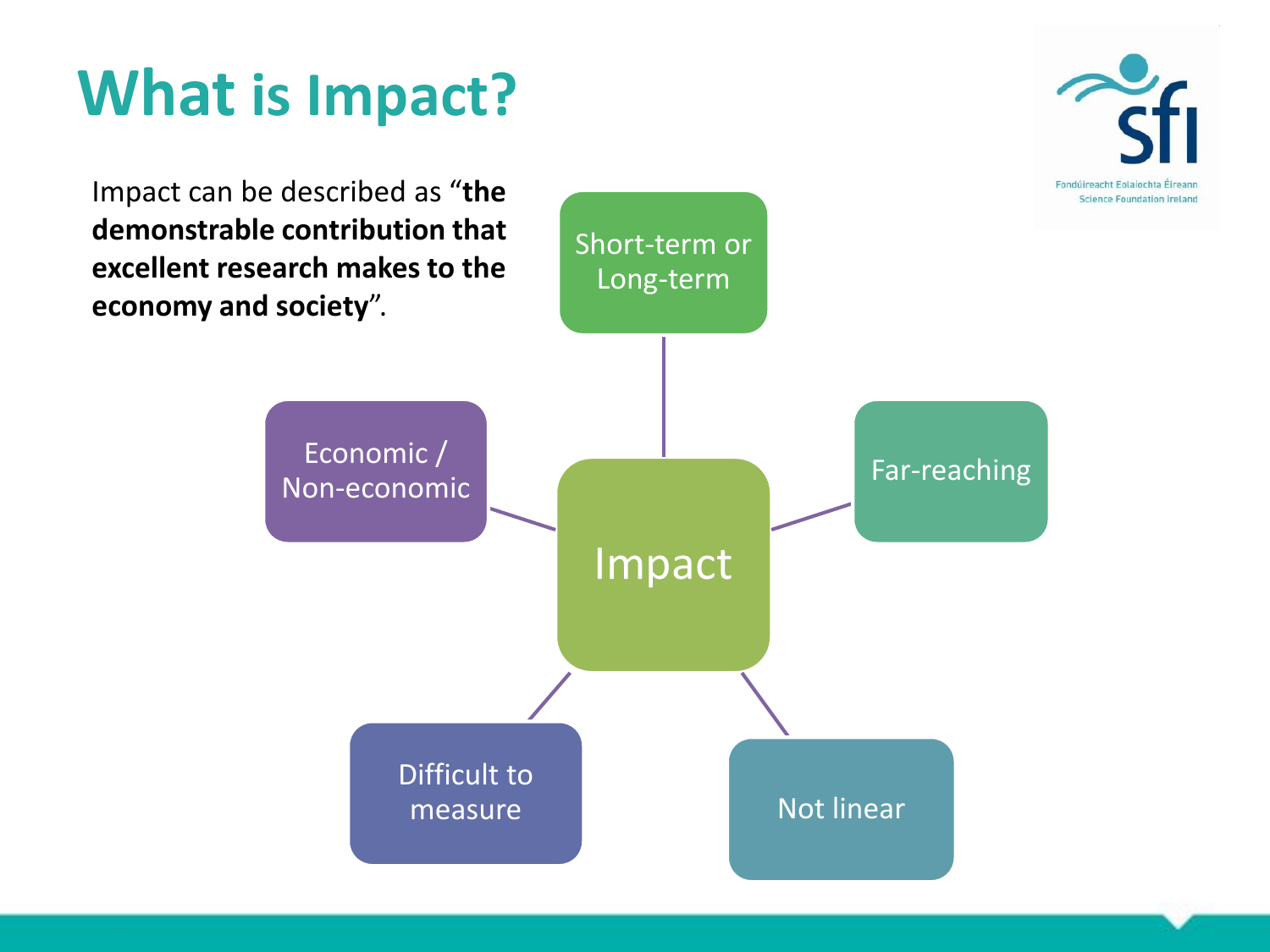# What is Impact?

Impact can be described as "**the demonstrable contribution that excellent research makes to the economy and society**".

- Impact
  - Short-term or Long-term
  - Far-reaching
  - Not linear
  - Difficult to measure
  - Economic / Non-economic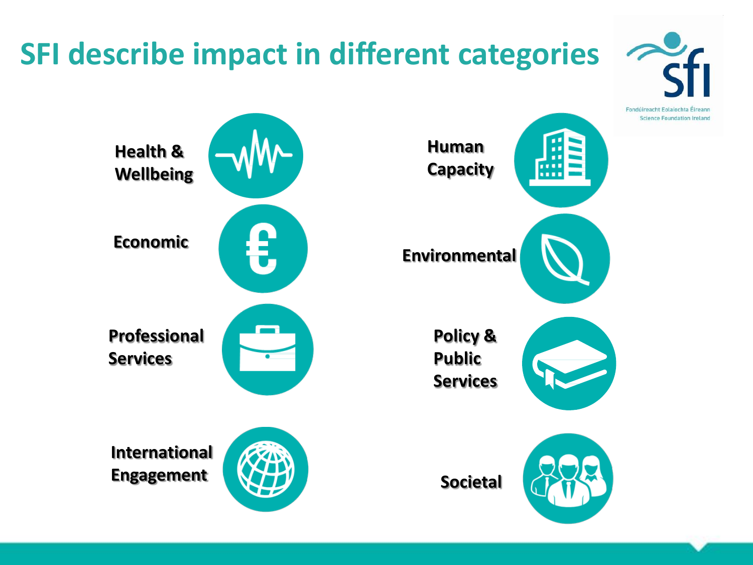# SFI describe impact in different categories

Fondúireacht Eolaíochta Éireann
Science Foundation Ireland

- Health & Wellbeing
- Economic
- Professional Services
- International Engagement
- Human Capacity
- Environmental
- Policy & Public Services
- Societal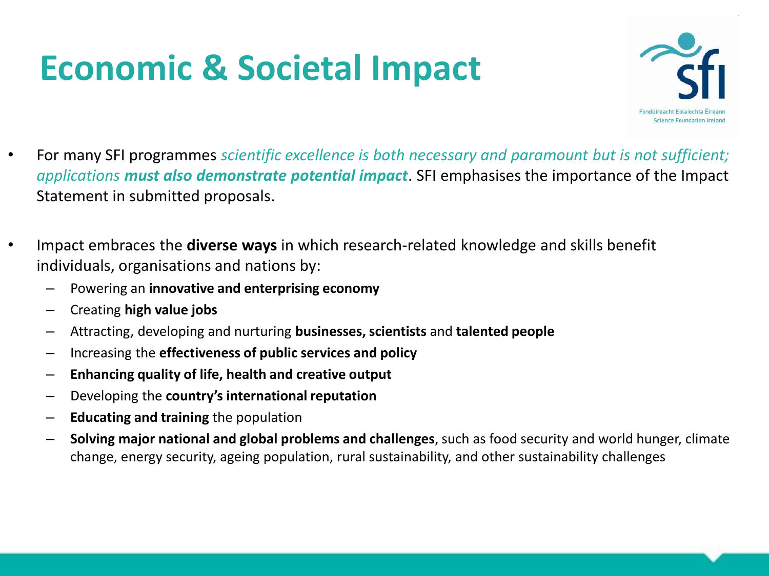# Economic & Societal Impact

- For many SFI programmes *scientific excellence is both necessary and paramount but is not sufficient; applications* ***must also demonstrate potential impact***. SFI emphasises the importance of the Impact Statement in submitted proposals.

- Impact embraces the **diverse ways** in which research-related knowledge and skills benefit individuals, organisations and nations by:
  - Powering an **innovative and enterprising economy**
  - Creating **high value jobs**
  - Attracting, developing and nurturing **businesses, scientists** and **talented people**
  - Increasing the **effectiveness of public services and policy**
  - **Enhancing quality of life, health and creative output**
  - Developing the **country's international reputation**
  - **Educating and training** the population
  - **Solving major national and global problems and challenges**, such as food security and world hunger, climate change, energy security, ageing population, rural sustainability, and other sustainability challenges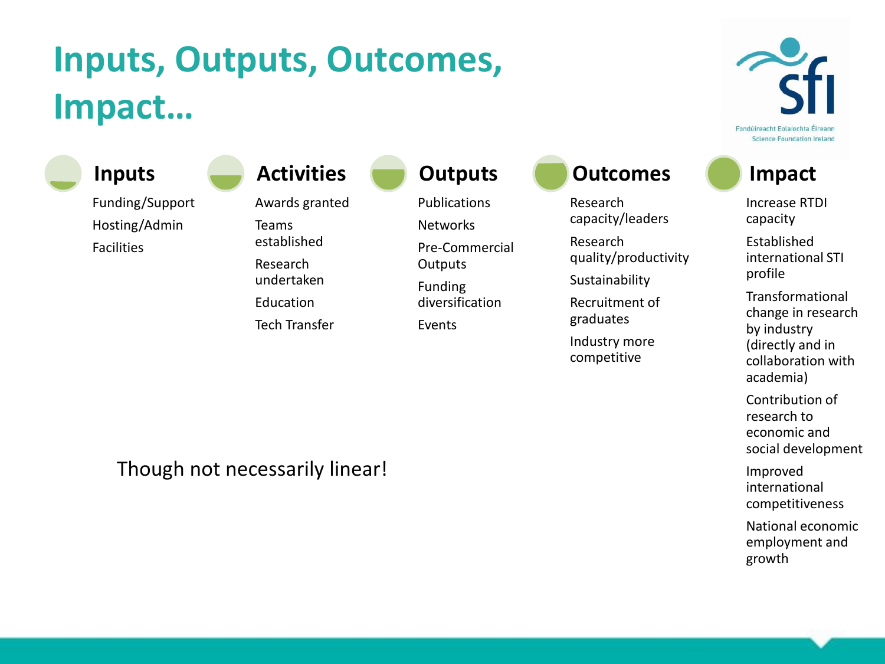# Inputs, Outputs, Outcomes, Impact…

### Inputs

- Funding/Support
- Hosting/Admin
- Facilities

### Activities

- Awards granted
- Teams established
- Research undertaken
- Education
- Tech Transfer

### Outputs

- Publications
- Networks
- Pre-Commercial Outputs
- Funding diversification
- Events

### Outcomes

- Research capacity/leaders
- Research quality/productivity
- Sustainability
- Recruitment of graduates
- Industry more competitive

### Impact

- Increase RTDI capacity
- Established international STI profile
- Transformational change in research by industry (directly and in collaboration with academia)
- Contribution of research to economic and social development
- Improved international competitiveness
- National economic employment and growth

Though not necessarily linear!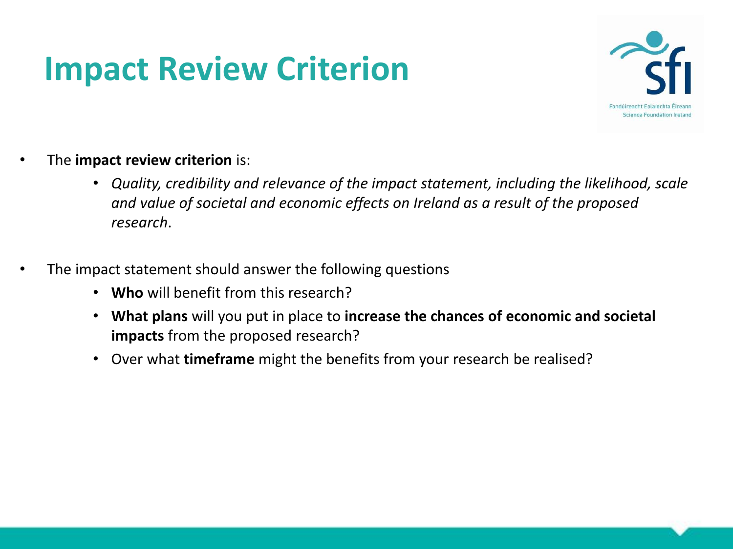# Impact Review Criterion

- The **impact review criterion** is:
  - *Quality, credibility and relevance of the impact statement, including the likelihood, scale and value of societal and economic effects on Ireland as a result of the proposed research*.

- The impact statement should answer the following questions
  - **Who** will benefit from this research?
  - **What plans** will you put in place to **increase the chances of economic and societal impacts** from the proposed research?
  - Over what **timeframe** might the benefits from your research be realised?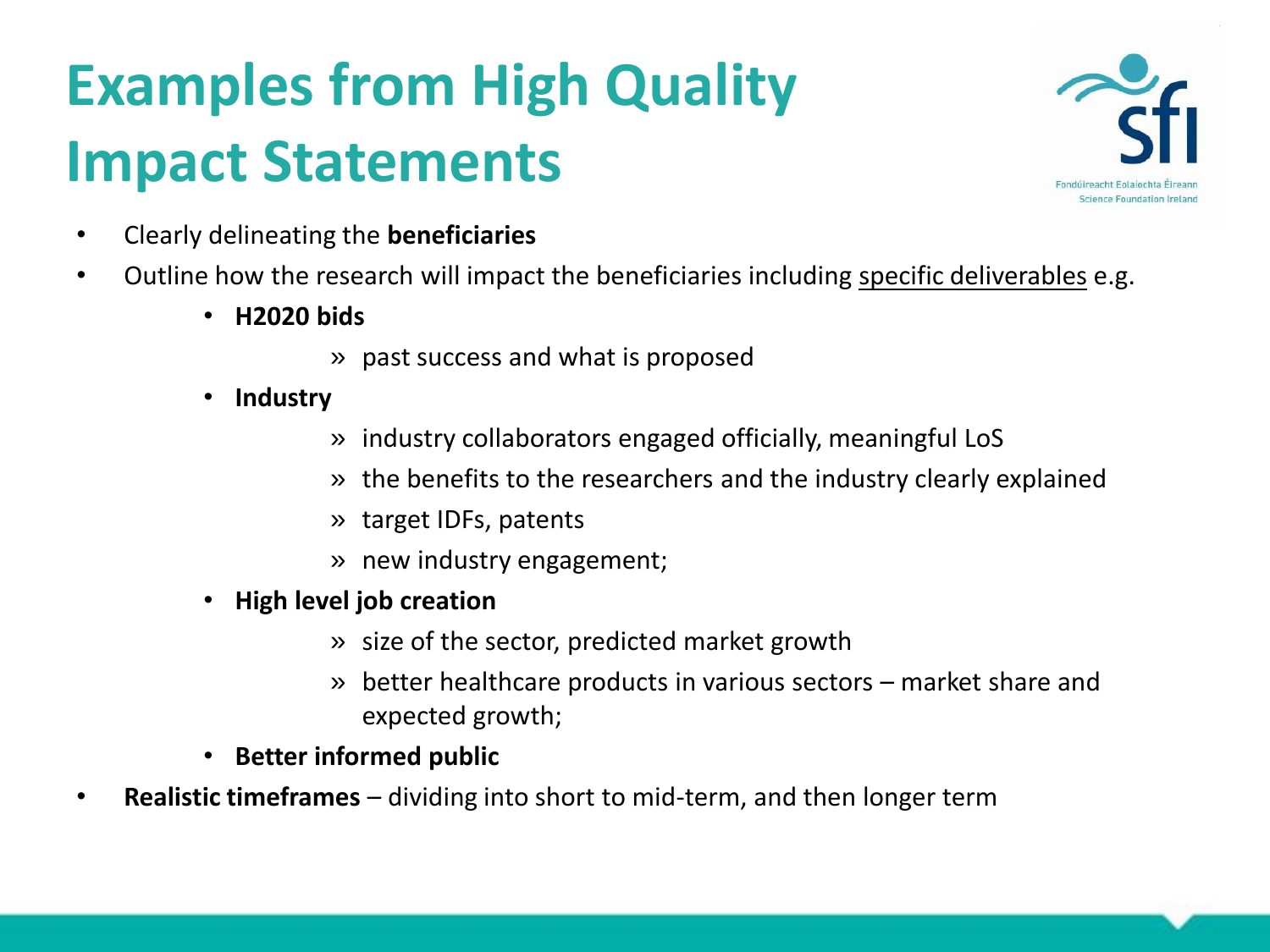# Examples from High Quality Impact Statements

- Clearly delineating the **beneficiaries**
- Outline how the research will impact the beneficiaries including <u>specific deliverables</u> e.g.
  - **H2020 bids**
    - » past success and what is proposed
  - **Industry**
    - » industry collaborators engaged officially, meaningful LoS
    - » the benefits to the researchers and the industry clearly explained
    - » target IDFs, patents
    - » new industry engagement;
  - **High level job creation**
    - » size of the sector, predicted market growth
    - » better healthcare products in various sectors – market share and expected growth;
  - **Better informed public**
- **Realistic timeframes** – dividing into short to mid-term, and then longer term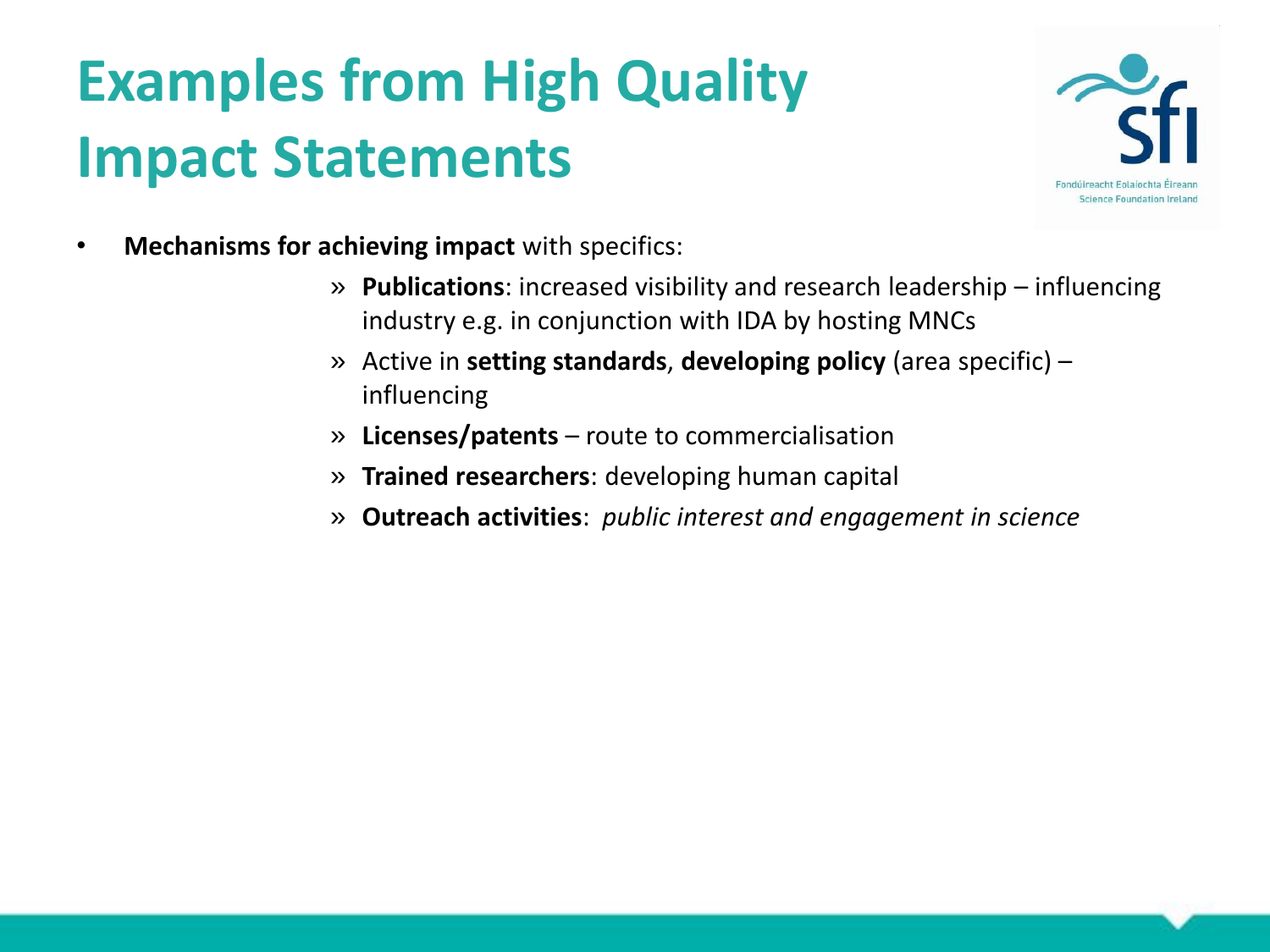# Examples from High Quality Impact Statements

- **Mechanisms for achieving impact** with specifics:
  - **Publications**: increased visibility and research leadership – influencing industry e.g. in conjunction with IDA by hosting MNCs
  - Active in **setting standards**, **developing policy** (area specific) – influencing
  - **Licenses/patents** – route to commercialisation
  - **Trained researchers**: developing human capital
  - **Outreach activities**: *public interest and engagement in science*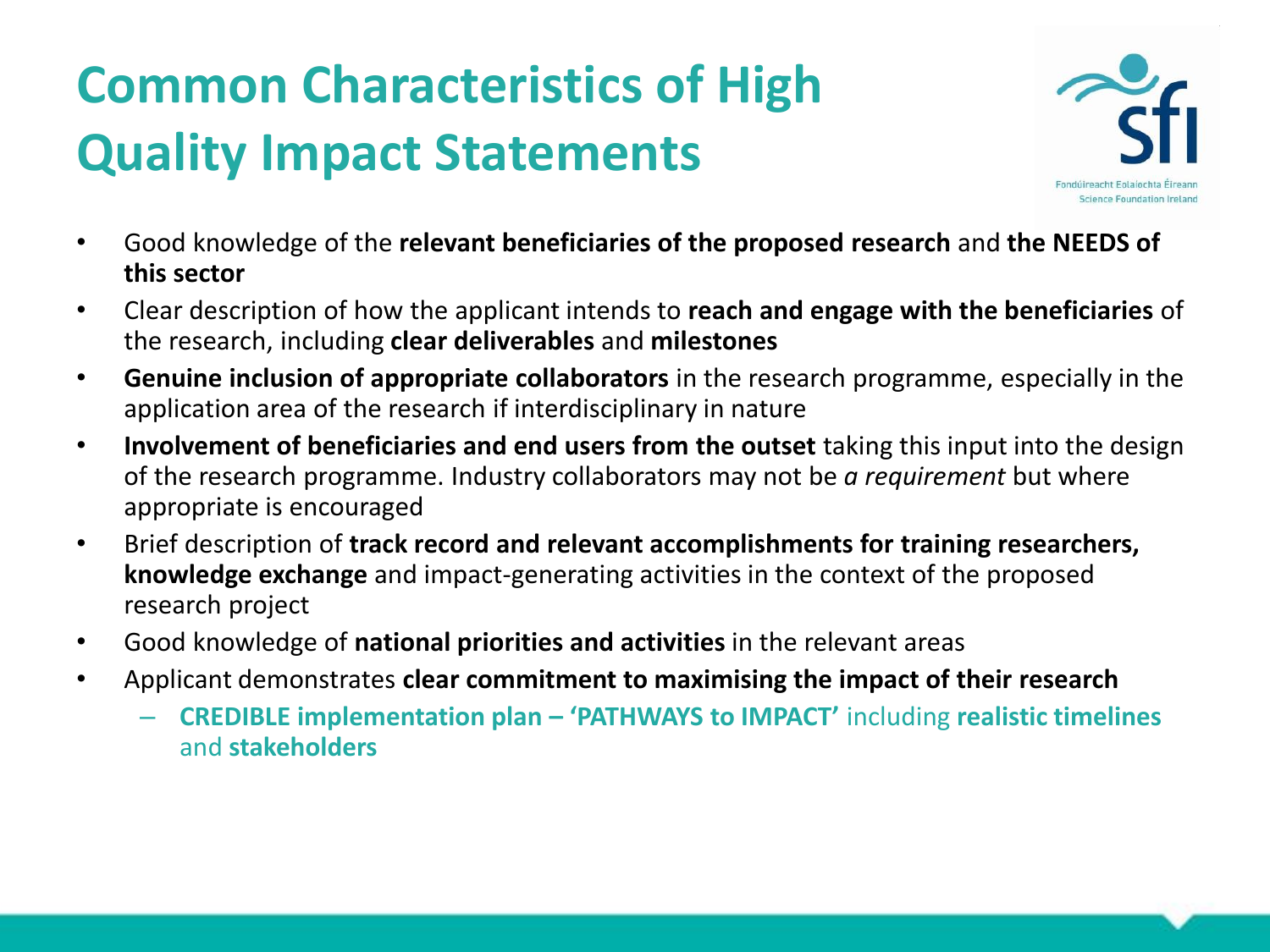# Common Characteristics of High Quality Impact Statements

- Good knowledge of the **relevant beneficiaries of the proposed research** and **the NEEDS of this sector**
- Clear description of how the applicant intends to **reach and engage with the beneficiaries** of the research, including **clear deliverables** and **milestones**
- **Genuine inclusion of appropriate collaborators** in the research programme, especially in the application area of the research if interdisciplinary in nature
- **Involvement of beneficiaries and end users from the outset** taking this input into the design of the research programme. Industry collaborators may not be *a requirement* but where appropriate is encouraged
- Brief description of **track record and relevant accomplishments for training researchers, knowledge exchange** and impact-generating activities in the context of the proposed research project
- Good knowledge of **national priorities and activities** in the relevant areas
- Applicant demonstrates **clear commitment to maximising the impact of their research**
  - **CREDIBLE implementation plan – 'PATHWAYS to IMPACT'** including **realistic timelines** and **stakeholders**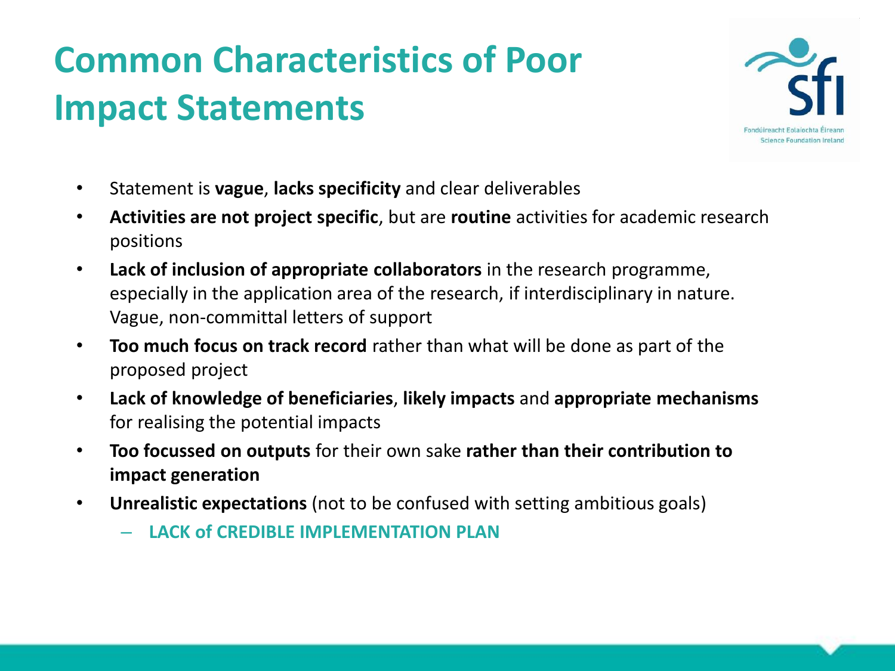# Common Characteristics of Poor Impact Statements

- Statement is **vague**, **lacks specificity** and clear deliverables
- **Activities are not project specific**, but are **routine** activities for academic research positions
- **Lack of inclusion of appropriate collaborators** in the research programme, especially in the application area of the research, if interdisciplinary in nature. Vague, non-committal letters of support
- **Too much focus on track record** rather than what will be done as part of the proposed project
- **Lack of knowledge of beneficiaries**, **likely impacts** and **appropriate mechanisms** for realising the potential impacts
- **Too focussed on outputs** for their own sake **rather than their contribution to impact generation**
- **Unrealistic expectations** (not to be confused with setting ambitious goals)
  - **LACK of CREDIBLE IMPLEMENTATION PLAN**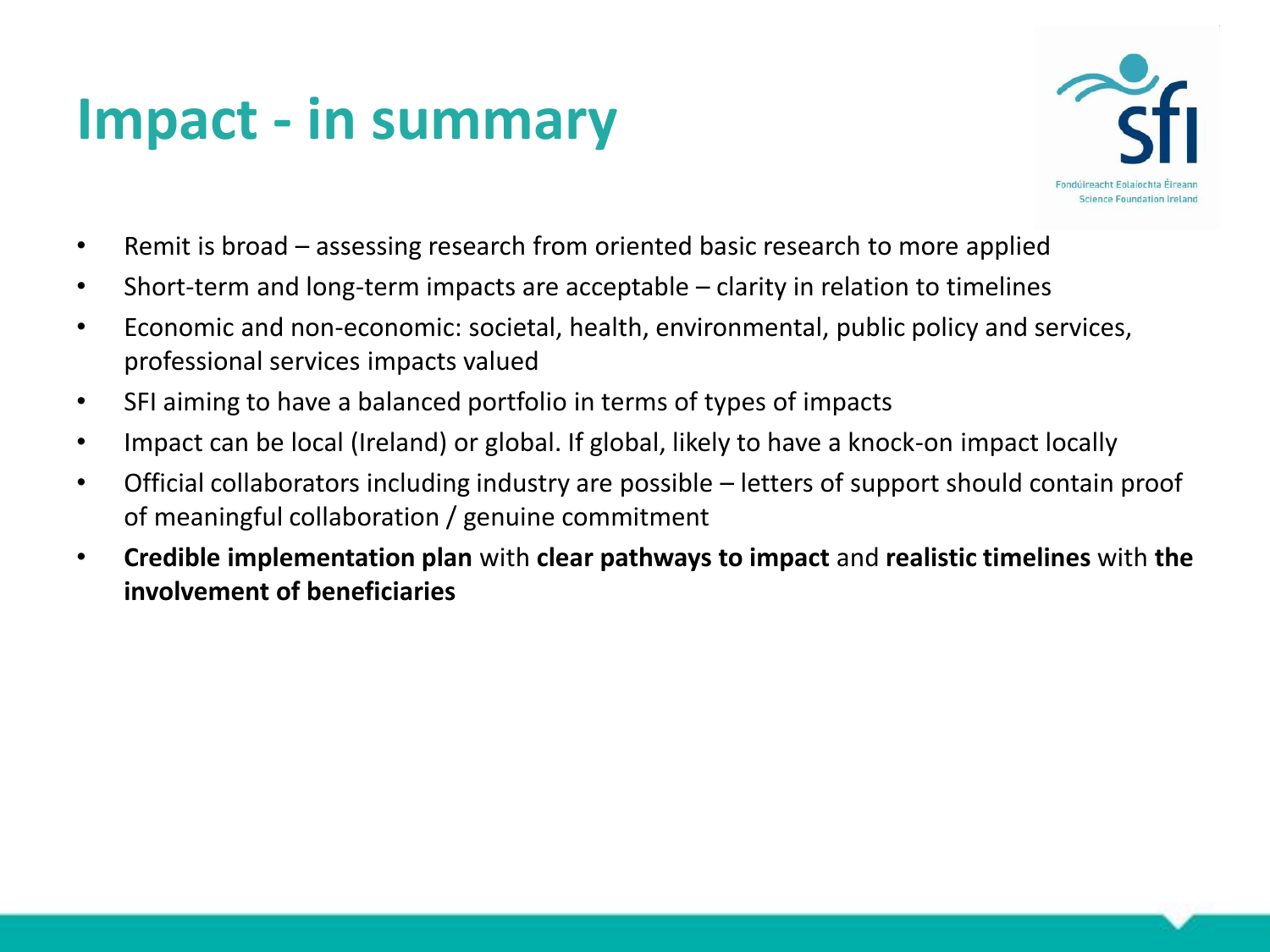# Impact - in summary

- Remit is broad – assessing research from oriented basic research to more applied
- Short-term and long-term impacts are acceptable – clarity in relation to timelines
- Economic and non-economic: societal, health, environmental, public policy and services, professional services impacts valued
- SFI aiming to have a balanced portfolio in terms of types of impacts
- Impact can be local (Ireland) or global. If global, likely to have a knock-on impact locally
- Official collaborators including industry are possible – letters of support should contain proof of meaningful collaboration / genuine commitment
- **Credible implementation plan** with **clear pathways to impact** and **realistic timelines** with **the involvement of beneficiaries**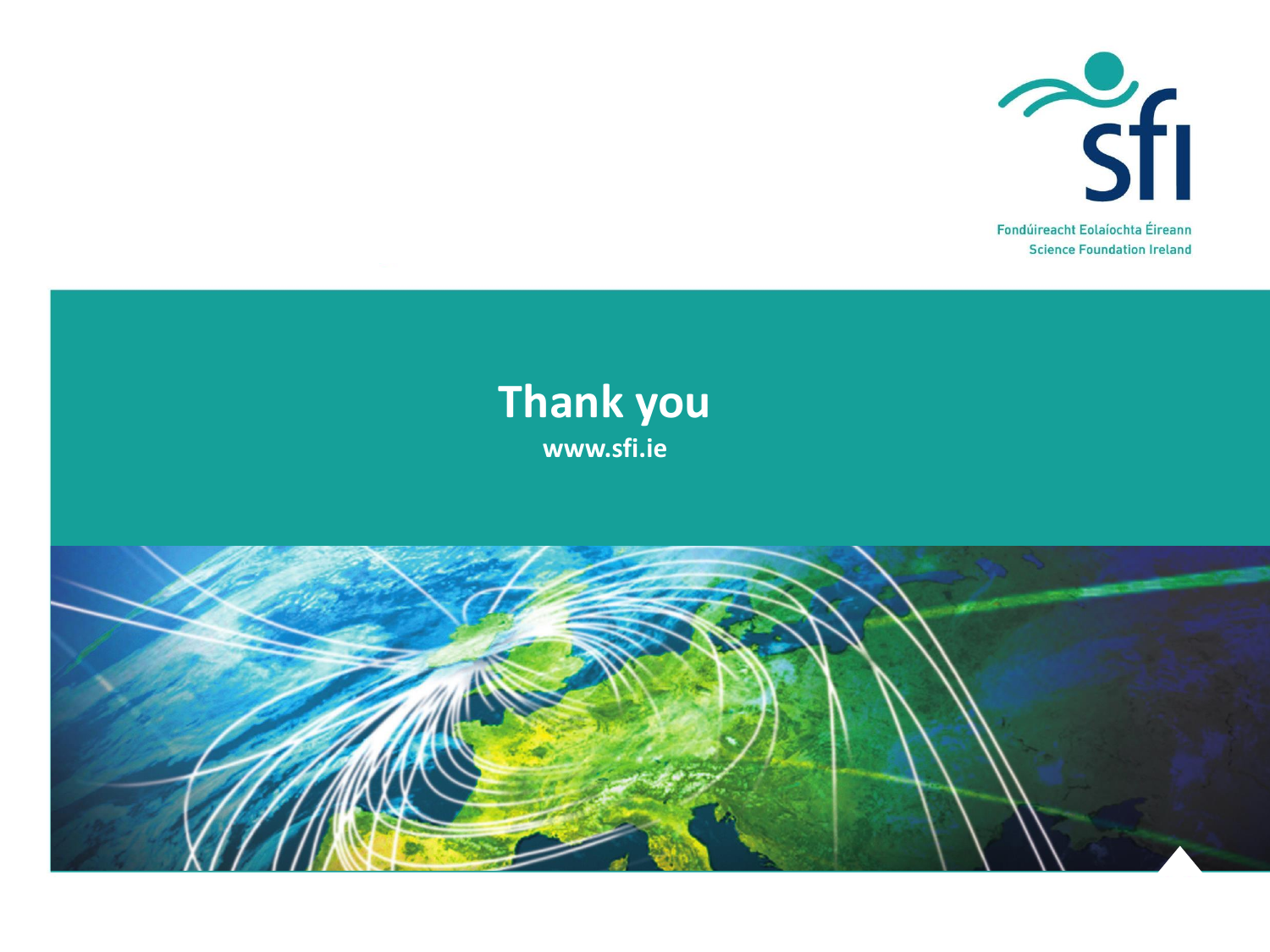Fondúireacht Eolaíochta Éireann
Science Foundation Ireland

# Thank you

**www.sfi.ie**